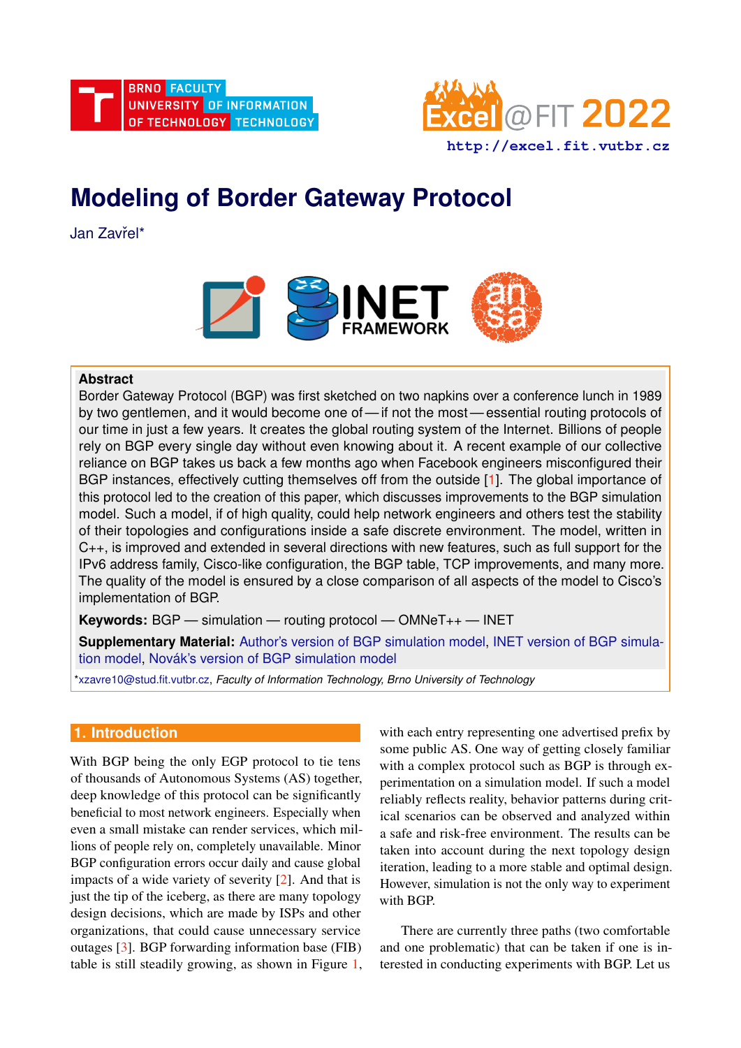# Modeling of Border Gateway Protocol

Jan Zavřel*

## Abstract

Border Gateway Protocol (BGP) was first sketched on two napkins over a conference lunch in 1989 by two gentlemen, and it would become one of — if not the most — essential routing protocols of our time in just a few years. It creates the global routing system of the Internet. Billions of people rely on BGP every single day without even knowing about it. A recent example of our collective reliance on BGP takes us back a few months ago when Facebook engineers misconfigured their BGP instances, effectively cutting themselves off from the outside [1]. The global importance of this protocol led to the creation of this paper, which discusses improvements to the BGP simulation model. Such a model, if of high quality, could help network engineers and others test the stability of their topologies and configurations inside a safe discrete environment. The model, written in C++, is improved and extended in several directions with new features, such as full support for the IPv6 address family, Cisco-like configuration, the BGP table, TCP improvements, and many more. The quality of the model is ensured by a close comparison of all aspects of the model to Cisco's implementation of BGP.

**Keywords:** BGP — simulation — routing protocol — OMNeT++ — INET

**Supplementary Material:** Author's version of BGP simulation model, INET version of BGP simulation model, Novák's version of BGP simulation model

*xzavre10@stud.fit.vutbr.cz, *Faculty of Information Technology, Brno University of Technology*

## 1. Introduction

With BGP being the only EGP protocol to tie tens of thousands of Autonomous Systems (AS) together, deep knowledge of this protocol can be significantly beneficial to most network engineers. Especially when even a small mistake can render services, which millions of people rely on, completely unavailable. Minor BGP configuration errors occur daily and cause global impacts of a wide variety of severity [2]. And that is just the tip of the iceberg, as there are many topology design decisions, which are made by ISPs and other organizations, that could cause unnecessary service outages [3]. BGP forwarding information base (FIB) table is still steadily growing, as shown in Figure 1, with each entry representing one advertised prefix by some public AS. One way of getting closely familiar with a complex protocol such as BGP is through experimentation on a simulation model. If such a model reliably reflects reality, behavior patterns during critical scenarios can be observed and analyzed within a safe and risk-free environment. The results can be taken into account during the next topology design iteration, leading to a more stable and optimal design. However, simulation is not the only way to experiment with BGP.

There are currently three paths (two comfortable and one problematic) that can be taken if one is interested in conducting experiments with BGP. Let us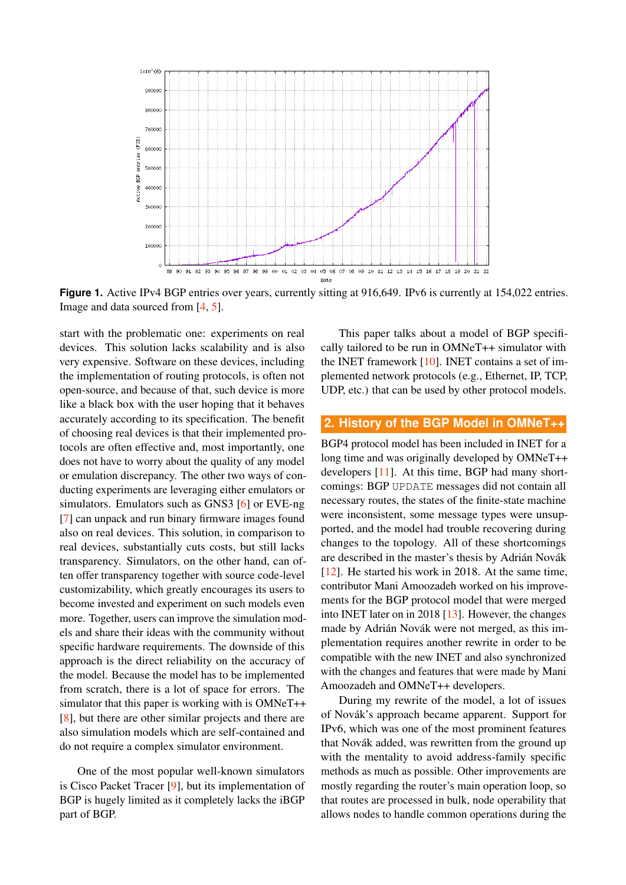**Figure 1.** Active IPv4 BGP entries over years, currently sitting at 916,649. IPv6 is currently at 154,022 entries. Image and data sourced from [4, 5].

start with the problematic one: experiments on real devices. This solution lacks scalability and is also very expensive. Software on these devices, including the implementation of routing protocols, is often not open-source, and because of that, such device is more like a black box with the user hoping that it behaves accurately according to its specification. The benefit of choosing real devices is that their implemented protocols are often effective and, most importantly, one does not have to worry about the quality of any model or emulation discrepancy. The other two ways of conducting experiments are leveraging either emulators or simulators. Emulators such as GNS3 [6] or EVE-ng [7] can unpack and run binary firmware images found also on real devices. This solution, in comparison to real devices, substantially cuts costs, but still lacks transparency. Simulators, on the other hand, can often offer transparency together with source code-level customizability, which greatly encourages its users to become invested and experiment on such models even more. Together, users can improve the simulation models and share their ideas with the community without specific hardware requirements. The downside of this approach is the direct reliability on the accuracy of the model. Because the model has to be implemented from scratch, there is a lot of space for errors. The simulator that this paper is working with is OMNeT++ [8], but there are other similar projects and there are also simulation models which are self-contained and do not require a complex simulator environment.

One of the most popular well-known simulators is Cisco Packet Tracer [9], but its implementation of BGP is hugely limited as it completely lacks the iBGP part of BGP.

This paper talks about a model of BGP specifically tailored to be run in OMNeT++ simulator with the INET framework [10]. INET contains a set of implemented network protocols (e.g., Ethernet, IP, TCP, UDP, etc.) that can be used by other protocol models.

## 2. History of the BGP Model in OMNeT++

BGP4 protocol model has been included in INET for a long time and was originally developed by OMNeT++ developers [11]. At this time, BGP had many shortcomings: BGP `UPDATE` messages did not contain all necessary routes, the states of the finite-state machine were inconsistent, some message types were unsupported, and the model had trouble recovering during changes to the topology. All of these shortcomings are described in the master's thesis by Adrián Novák [12]. He started his work in 2018. At the same time, contributor Mani Amoozadeh worked on his improvements for the BGP protocol model that were merged into INET later on in 2018 [13]. However, the changes made by Adrián Novák were not merged, as this implementation requires another rewrite in order to be compatible with the new INET and also synchronized with the changes and features that were made by Mani Amoozadeh and OMNeT++ developers.

During my rewrite of the model, a lot of issues of Novák's approach became apparent. Support for IPv6, which was one of the most prominent features that Novák added, was rewritten from the ground up with the mentality to avoid address-family specific methods as much as possible. Other improvements are mostly regarding the router's main operation loop, so that routes are processed in bulk, node operability that allows nodes to handle common operations during the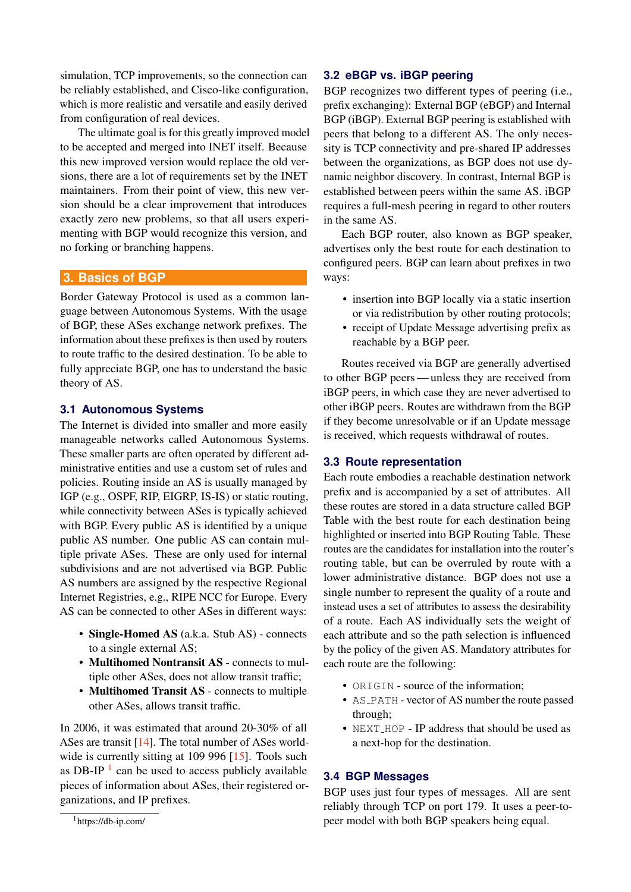simulation, TCP improvements, so the connection can be reliably established, and Cisco-like configuration, which is more realistic and versatile and easily derived from configuration of real devices.

The ultimate goal is for this greatly improved model to be accepted and merged into INET itself. Because this new improved version would replace the old versions, there are a lot of requirements set by the INET maintainers. From their point of view, this new version should be a clear improvement that introduces exactly zero new problems, so that all users experimenting with BGP would recognize this version, and no forking or branching happens.

## 3. Basics of BGP

Border Gateway Protocol is used as a common language between Autonomous Systems. With the usage of BGP, these ASes exchange network prefixes. The information about these prefixes is then used by routers to route traffic to the desired destination. To be able to fully appreciate BGP, one has to understand the basic theory of AS.

### 3.1 Autonomous Systems

The Internet is divided into smaller and more easily manageable networks called Autonomous Systems. These smaller parts are often operated by different administrative entities and use a custom set of rules and policies. Routing inside an AS is usually managed by IGP (e.g., OSPF, RIP, EIGRP, IS-IS) or static routing, while connectivity between ASes is typically achieved with BGP. Every public AS is identified by a unique public AS number. One public AS can contain multiple private ASes. These are only used for internal subdivisions and are not advertised via BGP. Public AS numbers are assigned by the respective Regional Internet Registries, e.g., RIPE NCC for Europe. Every AS can be connected to other ASes in different ways:

- **Single-Homed AS** (a.k.a. Stub AS) - connects to a single external AS;
- **Multihomed Nontransit AS** - connects to multiple other ASes, does not allow transit traffic;
- **Multihomed Transit AS** - connects to multiple other ASes, allows transit traffic.

In 2006, it was estimated that around 20-30% of all ASes are transit [14]. The total number of ASes worldwide is currently sitting at 109 996 [15]. Tools such as DB-IP [1] can be used to access publicly available pieces of information about ASes, their registered organizations, and IP prefixes.

[1] https://db-ip.com/

### 3.2 eBGP vs. iBGP peering

BGP recognizes two different types of peering (i.e., prefix exchanging): External BGP (eBGP) and Internal BGP (iBGP). External BGP peering is established with peers that belong to a different AS. The only necessity is TCP connectivity and pre-shared IP addresses between the organizations, as BGP does not use dynamic neighbor discovery. In contrast, Internal BGP is established between peers within the same AS. iBGP requires a full-mesh peering in regard to other routers in the same AS.

Each BGP router, also known as BGP speaker, advertises only the best route for each destination to configured peers. BGP can learn about prefixes in two ways:

- insertion into BGP locally via a static insertion or via redistribution by other routing protocols;
- receipt of Update Message advertising prefix as reachable by a BGP peer.

Routes received via BGP are generally advertised to other BGP peers — unless they are received from iBGP peers, in which case they are never advertised to other iBGP peers. Routes are withdrawn from the BGP if they become unresolvable or if an Update message is received, which requests withdrawal of routes.

### 3.3 Route representation

Each route embodies a reachable destination network prefix and is accompanied by a set of attributes. All these routes are stored in a data structure called BGP Table with the best route for each destination being highlighted or inserted into BGP Routing Table. These routes are the candidates for installation into the router's routing table, but can be overruled by route with a lower administrative distance. BGP does not use a single number to represent the quality of a route and instead uses a set of attributes to assess the desirability of a route. Each AS individually sets the weight of each attribute and so the path selection is influenced by the policy of the given AS. Mandatory attributes for each route are the following:

- `ORIGIN` - source of the information;
- `AS_PATH` - vector of AS number the route passed through;
- `NEXT_HOP` - IP address that should be used as a next-hop for the destination.

### 3.4 BGP Messages

BGP uses just four types of messages. All are sent reliably through TCP on port 179. It uses a peer-to-peer model with both BGP speakers being equal.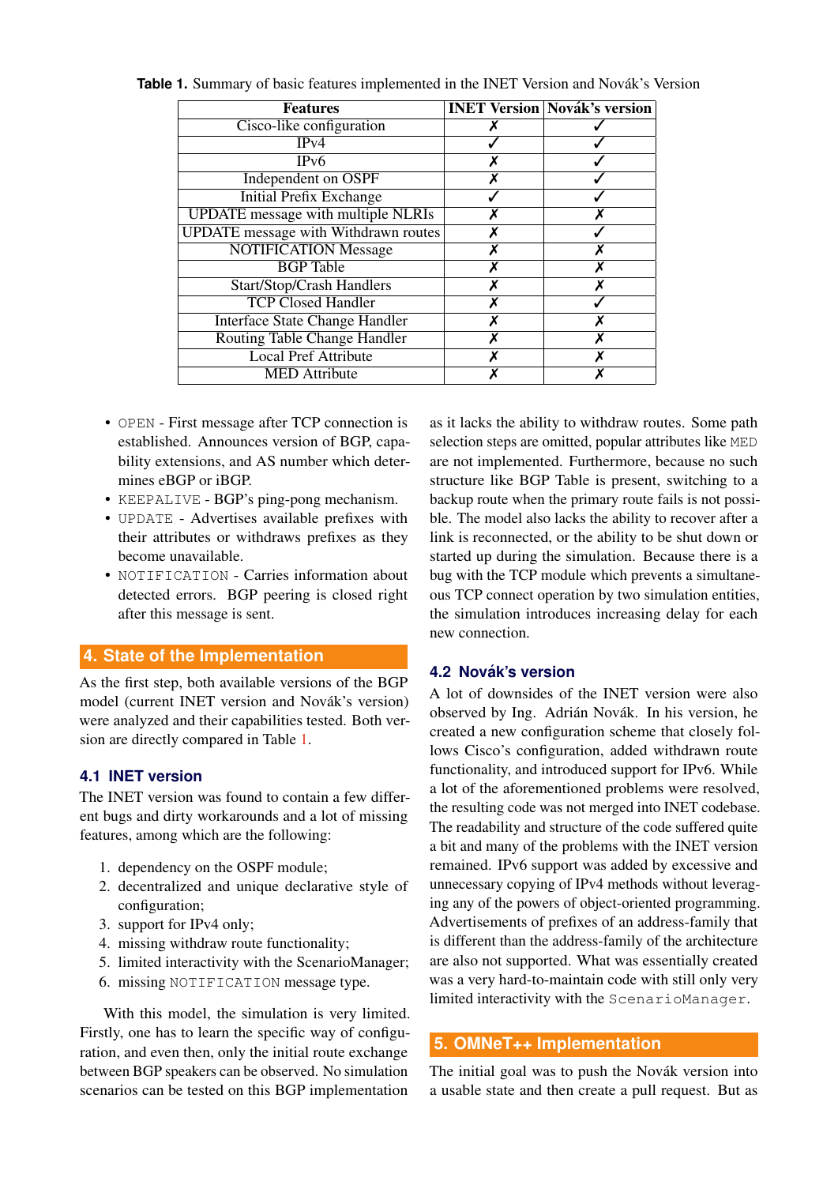**Table 1.** Summary of basic features implemented in the INET Version and Novák's Version

| Features | INET Version | Novák's version |
|---|---|---|
| Cisco-like configuration | ✗ | ✓ |
| IPv4 | ✓ | ✓ |
| IPv6 | ✗ | ✓ |
| Independent on OSPF | ✗ | ✓ |
| Initial Prefix Exchange | ✓ | ✓ |
| UPDATE message with multiple NLRIs | ✗ | ✗ |
| UPDATE message with Withdrawn routes | ✗ | ✓ |
| NOTIFICATION Message | ✗ | ✗ |
| BGP Table | ✗ | ✗ |
| Start/Stop/Crash Handlers | ✗ | ✗ |
| TCP Closed Handler | ✗ | ✓ |
| Interface State Change Handler | ✗ | ✗ |
| Routing Table Change Handler | ✗ | ✗ |
| Local Pref Attribute | ✗ | ✗ |
| MED Attribute | ✗ | ✗ |

- `OPEN` - First message after TCP connection is established. Announces version of BGP, capability extensions, and AS number which determines eBGP or iBGP.
- `KEEPALIVE` - BGP's ping-pong mechanism.
- `UPDATE` - Advertises available prefixes with their attributes or withdraws prefixes as they become unavailable.
- `NOTIFICATION` - Carries information about detected errors. BGP peering is closed right after this message is sent.

## 4. State of the Implementation

As the first step, both available versions of the BGP model (current INET version and Novák's version) were analyzed and their capabilities tested. Both version are directly compared in Table 1.

### 4.1 INET version

The INET version was found to contain a few different bugs and dirty workarounds and a lot of missing features, among which are the following:

1. dependency on the OSPF module;
2. decentralized and unique declarative style of configuration;
3. support for IPv4 only;
4. missing withdraw route functionality;
5. limited interactivity with the ScenarioManager;
6. missing `NOTIFICATION` message type.

With this model, the simulation is very limited. Firstly, one has to learn the specific way of configuration, and even then, only the initial route exchange between BGP speakers can be observed. No simulation scenarios can be tested on this BGP implementation as it lacks the ability to withdraw routes. Some path selection steps are omitted, popular attributes like `MED` are not implemented. Furthermore, because no such structure like BGP Table is present, switching to a backup route when the primary route fails is not possible. The model also lacks the ability to recover after a link is reconnected, or the ability to be shut down or started up during the simulation. Because there is a bug with the TCP module which prevents a simultaneous TCP connect operation by two simulation entities, the simulation introduces increasing delay for each new connection.

### 4.2 Novák's version

A lot of downsides of the INET version were also observed by Ing. Adrián Novák. In his version, he created a new configuration scheme that closely follows Cisco's configuration, added withdrawn route functionality, and introduced support for IPv6. While a lot of the aforementioned problems were resolved, the resulting code was not merged into INET codebase. The readability and structure of the code suffered quite a bit and many of the problems with the INET version remained. IPv6 support was added by excessive and unnecessary copying of IPv4 methods without leveraging any of the powers of object-oriented programming. Advertisements of prefixes of an address-family that is different than the address-family of the architecture are also not supported. What was essentially created was a very hard-to-maintain code with still only very limited interactivity with the `ScenarioManager`.

## 5. OMNeT++ Implementation

The initial goal was to push the Novák version into a usable state and then create a pull request. But as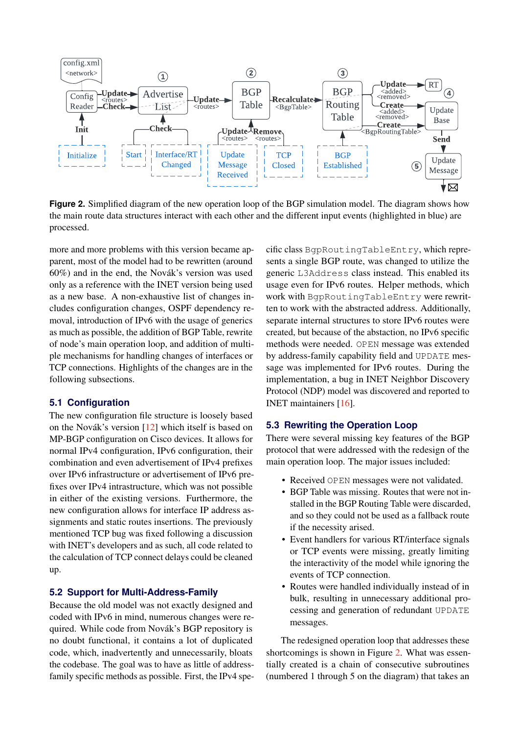**Figure 2.** Simplified diagram of the new operation loop of the BGP simulation model. The diagram shows how the main route data structures interact with each other and the different input events (highlighted in blue) are processed.

more and more problems with this version became apparent, most of the model had to be rewritten (around 60%) and in the end, the Novák's version was used only as a reference with the INET version being used as a new base. A non-exhaustive list of changes includes configuration changes, OSPF dependency removal, introduction of IPv6 with the usage of generics as much as possible, the addition of BGP Table, rewrite of node's main operation loop, and addition of multiple mechanisms for handling changes of interfaces or TCP connections. Highlights of the changes are in the following subsections.

## 5.1 Configuration

The new configuration file structure is loosely based on the Novák's version [12] which itself is based on MP-BGP configuration on Cisco devices. It allows for normal IPv4 configuration, IPv6 configuration, their combination and even advertisement of IPv4 prefixes over IPv6 infrastructure or advertisement of IPv6 prefixes over IPv4 intrastructure, which was not possible in either of the existing versions. Furthermore, the new configuration allows for interface IP address assignments and static routes insertions. The previously mentioned TCP bug was fixed following a discussion with INET's developers and as such, all code related to the calculation of TCP connect delays could be cleaned up.

## 5.2 Support for Multi-Address-Family

Because the old model was not exactly designed and coded with IPv6 in mind, numerous changes were required. While code from Novák's BGP repository is no doubt functional, it contains a lot of duplicated code, which, inadvertently and unnecessarily, bloats the codebase. The goal was to have as little of address-family specific methods as possible. First, the IPv4 specific class `BgpRoutingTableEntry`, which represents a single BGP route, was changed to utilize the generic `L3Address` class instead. This enabled its usage even for IPv6 routes. Helper methods, which work with `BgpRoutingTableEntry` were rewritten to work with the abstracted address. Additionally, separate internal structures to store IPv6 routes were created, but because of the abstaction, no IPv6 specific methods were needed. `OPEN` message was extended by address-family capability field and `UPDATE` message was implemented for IPv6 routes. During the implementation, a bug in INET Neighbor Discovery Protocol (NDP) model was discovered and reported to INET maintainers [16].

## 5.3 Rewriting the Operation Loop

There were several missing key features of the BGP protocol that were addressed with the redesign of the main operation loop. The major issues included:

- Received `OPEN` messages were not validated.
- BGP Table was missing. Routes that were not installed in the BGP Routing Table were discarded, and so they could not be used as a fallback route if the necessity arised.
- Event handlers for various RT/interface signals or TCP events were missing, greatly limiting the interactivity of the model while ignoring the events of TCP connection.
- Routes were handled individually instead of in bulk, resulting in unnecessary additional processing and generation of redundant `UPDATE` messages.

The redesigned operation loop that addresses these shortcomings is shown in Figure 2. What was essentially created is a chain of consecutive subroutines (numbered 1 through 5 on the diagram) that takes an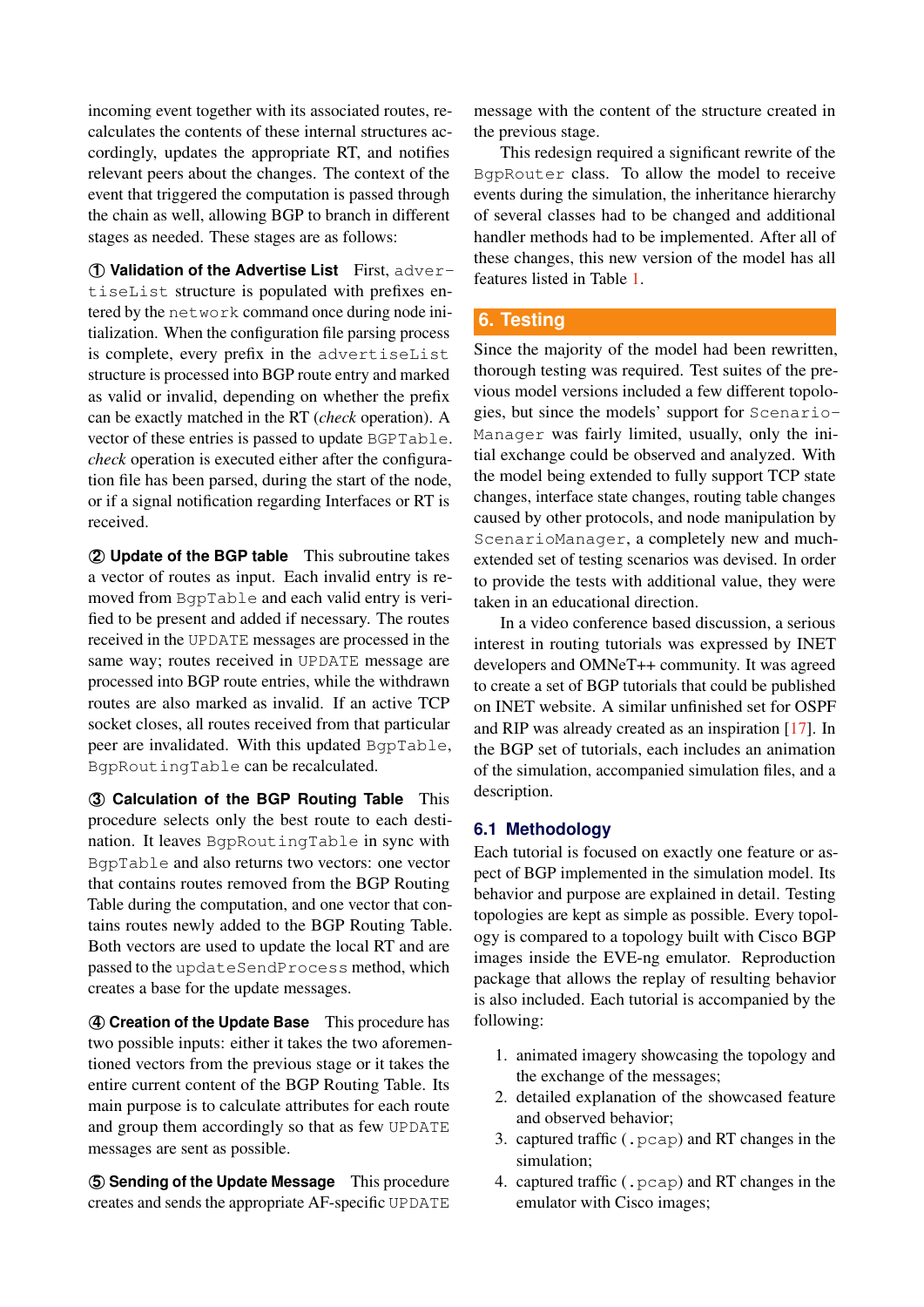incoming event together with its associated routes, recalculates the contents of these internal structures accordingly, updates the appropriate RT, and notifies relevant peers about the changes. The context of the event that triggered the computation is passed through the chain as well, allowing BGP to branch in different stages as needed. These stages are as follows:

**① Validation of the Advertise List** First, advertiseList structure is populated with prefixes entered by the network command once during node initialization. When the configuration file parsing process is complete, every prefix in the advertiseList structure is processed into BGP route entry and marked as valid or invalid, depending on whether the prefix can be exactly matched in the RT (*check* operation). A vector of these entries is passed to update BGPTable. *check* operation is executed either after the configuration file has been parsed, during the start of the node, or if a signal notification regarding Interfaces or RT is received.

**② Update of the BGP table** This subroutine takes a vector of routes as input. Each invalid entry is removed from BgpTable and each valid entry is verified to be present and added if necessary. The routes received in the UPDATE messages are processed in the same way; routes received in UPDATE message are processed into BGP route entries, while the withdrawn routes are also marked as invalid. If an active TCP socket closes, all routes received from that particular peer are invalidated. With this updated BgpTable, BgpRoutingTable can be recalculated.

**③ Calculation of the BGP Routing Table** This procedure selects only the best route to each destination. It leaves BgpRoutingTable in sync with BgpTable and also returns two vectors: one vector that contains routes removed from the BGP Routing Table during the computation, and one vector that contains routes newly added to the BGP Routing Table. Both vectors are used to update the local RT and are passed to the updateSendProcess method, which creates a base for the update messages.

**④ Creation of the Update Base** This procedure has two possible inputs: either it takes the two aforementioned vectors from the previous stage or it takes the entire current content of the BGP Routing Table. Its main purpose is to calculate attributes for each route and group them accordingly so that as few UPDATE messages are sent as possible.

**⑤ Sending of the Update Message** This procedure creates and sends the appropriate AF-specific UPDATE message with the content of the structure created in the previous stage.

This redesign required a significant rewrite of the BgpRouter class. To allow the model to receive events during the simulation, the inheritance hierarchy of several classes had to be changed and additional handler methods had to be implemented. After all of these changes, this new version of the model has all features listed in Table 1.

## 6. Testing

Since the majority of the model had been rewritten, thorough testing was required. Test suites of the previous model versions included a few different topologies, but since the models' support for ScenarioManager was fairly limited, usually, only the initial exchange could be observed and analyzed. With the model being extended to fully support TCP state changes, interface state changes, routing table changes caused by other protocols, and node manipulation by ScenarioManager, a completely new and much-extended set of testing scenarios was devised. In order to provide the tests with additional value, they were taken in an educational direction.

In a video conference based discussion, a serious interest in routing tutorials was expressed by INET developers and OMNeT++ community. It was agreed to create a set of BGP tutorials that could be published on INET website. A similar unfinished set for OSPF and RIP was already created as an inspiration [17]. In the BGP set of tutorials, each includes an animation of the simulation, accompanied simulation files, and a description.

### 6.1 Methodology

Each tutorial is focused on exactly one feature or aspect of BGP implemented in the simulation model. Its behavior and purpose are explained in detail. Testing topologies are kept as simple as possible. Every topology is compared to a topology built with Cisco BGP images inside the EVE-ng emulator. Reproduction package that allows the replay of resulting behavior is also included. Each tutorial is accompanied by the following:

1. animated imagery showcasing the topology and the exchange of the messages;
2. detailed explanation of the showcased feature and observed behavior;
3. captured traffic (.pcap) and RT changes in the simulation;
4. captured traffic (.pcap) and RT changes in the emulator with Cisco images;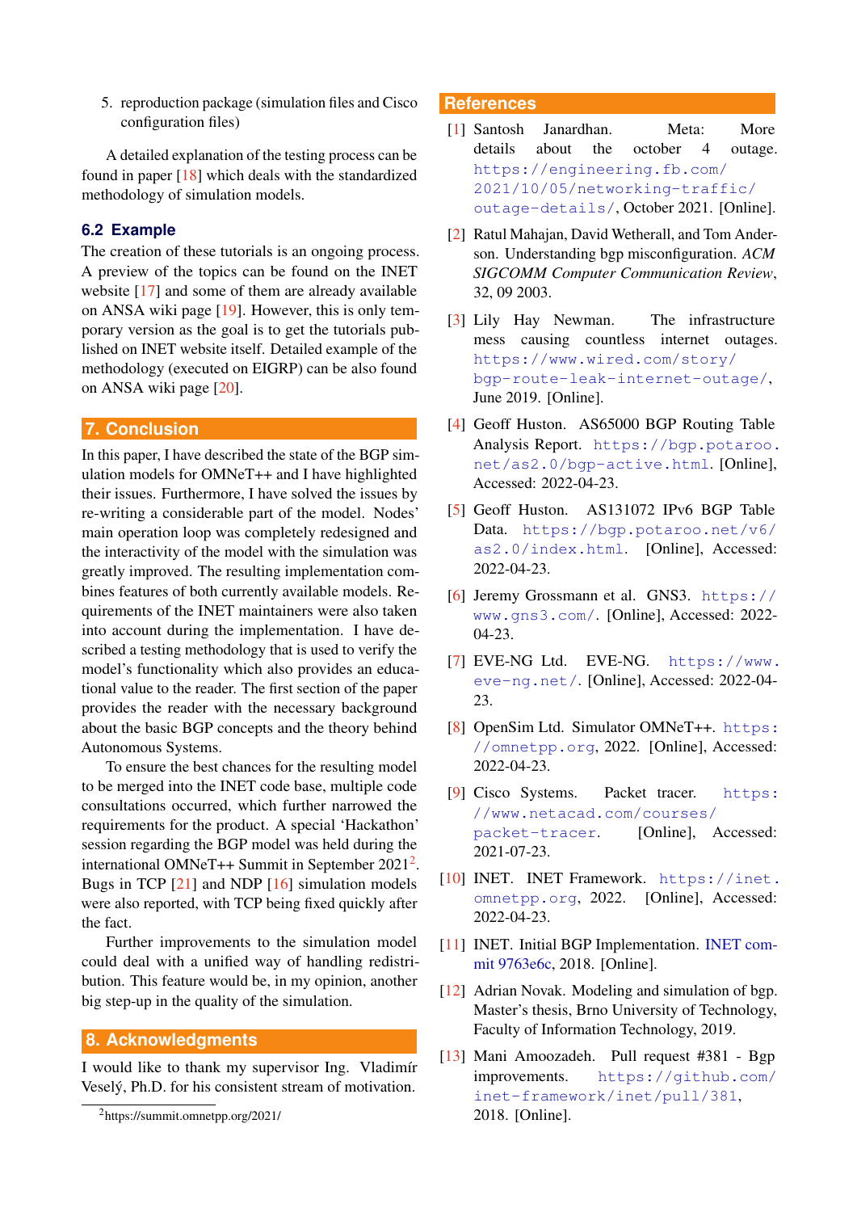5. reproduction package (simulation files and Cisco configuration files)

A detailed explanation of the testing process can be found in paper [18] which deals with the standardized methodology of simulation models.

### 6.2 Example

The creation of these tutorials is an ongoing process. A preview of the topics can be found on the INET website [17] and some of them are already available on ANSA wiki page [19]. However, this is only temporary version as the goal is to get the tutorials published on INET website itself. Detailed example of the methodology (executed on EIGRP) can be also found on ANSA wiki page [20].

## 7. Conclusion

In this paper, I have described the state of the BGP simulation models for OMNeT++ and I have highlighted their issues. Furthermore, I have solved the issues by re-writing a considerable part of the model. Nodes' main operation loop was completely redesigned and the interactivity of the model with the simulation was greatly improved. The resulting implementation combines features of both currently available models. Requirements of the INET maintainers were also taken into account during the implementation. I have described a testing methodology that is used to verify the model's functionality which also provides an educational value to the reader. The first section of the paper provides the reader with the necessary background about the basic BGP concepts and the theory behind Autonomous Systems.

To ensure the best chances for the resulting model to be merged into the INET code base, multiple code consultations occurred, which further narrowed the requirements for the product. A special 'Hackathon' session regarding the BGP model was held during the international OMNeT++ Summit in September 2021[2]. Bugs in TCP [21] and NDP [16] simulation models were also reported, with TCP being fixed quickly after the fact.

Further improvements to the simulation model could deal with a unified way of handling redistribution. This feature would be, in my opinion, another big step-up in the quality of the simulation.

## 8. Acknowledgments

I would like to thank my supervisor Ing. Vladimír Veselý, Ph.D. for his consistent stream of motivation.

[2] https://summit.omnetpp.org/2021/

## References

[1] Santosh Janardhan. Meta: More details about the october 4 outage. https://engineering.fb.com/2021/10/05/networking-traffic/outage-details/, October 2021. [Online].

[2] Ratul Mahajan, David Wetherall, and Tom Anderson. Understanding bgp misconfiguration. *ACM SIGCOMM Computer Communication Review*, 32, 09 2003.

[3] Lily Hay Newman. The infrastructure mess causing countless internet outages. https://www.wired.com/story/bgp-route-leak-internet-outage/, June 2019. [Online].

[4] Geoff Huston. AS65000 BGP Routing Table Analysis Report. https://bgp.potaroo.net/as2.0/bgp-active.html. [Online], Accessed: 2022-04-23.

[5] Geoff Huston. AS131072 IPv6 BGP Table Data. https://bgp.potaroo.net/v6/as2.0/index.html. [Online], Accessed: 2022-04-23.

[6] Jeremy Grossmann et al. GNS3. https://www.gns3.com/. [Online], Accessed: 2022-04-23.

[7] EVE-NG Ltd. EVE-NG. https://www.eve-ng.net/. [Online], Accessed: 2022-04-23.

[8] OpenSim Ltd. Simulator OMNeT++. https://omnetpp.org, 2022. [Online], Accessed: 2022-04-23.

[9] Cisco Systems. Packet tracer. https://www.netacad.com/courses/packet-tracer. [Online], Accessed: 2021-07-23.

[10] INET. INET Framework. https://inet.omnetpp.org, 2022. [Online], Accessed: 2022-04-23.

[11] INET. Initial BGP Implementation. INET commit 9763e6c, 2018. [Online].

[12] Adrian Novak. Modeling and simulation of bgp. Master's thesis, Brno University of Technology, Faculty of Information Technology, 2019.

[13] Mani Amoozadeh. Pull request #381 - Bgp improvements. https://github.com/inet-framework/inet/pull/381, 2018. [Online].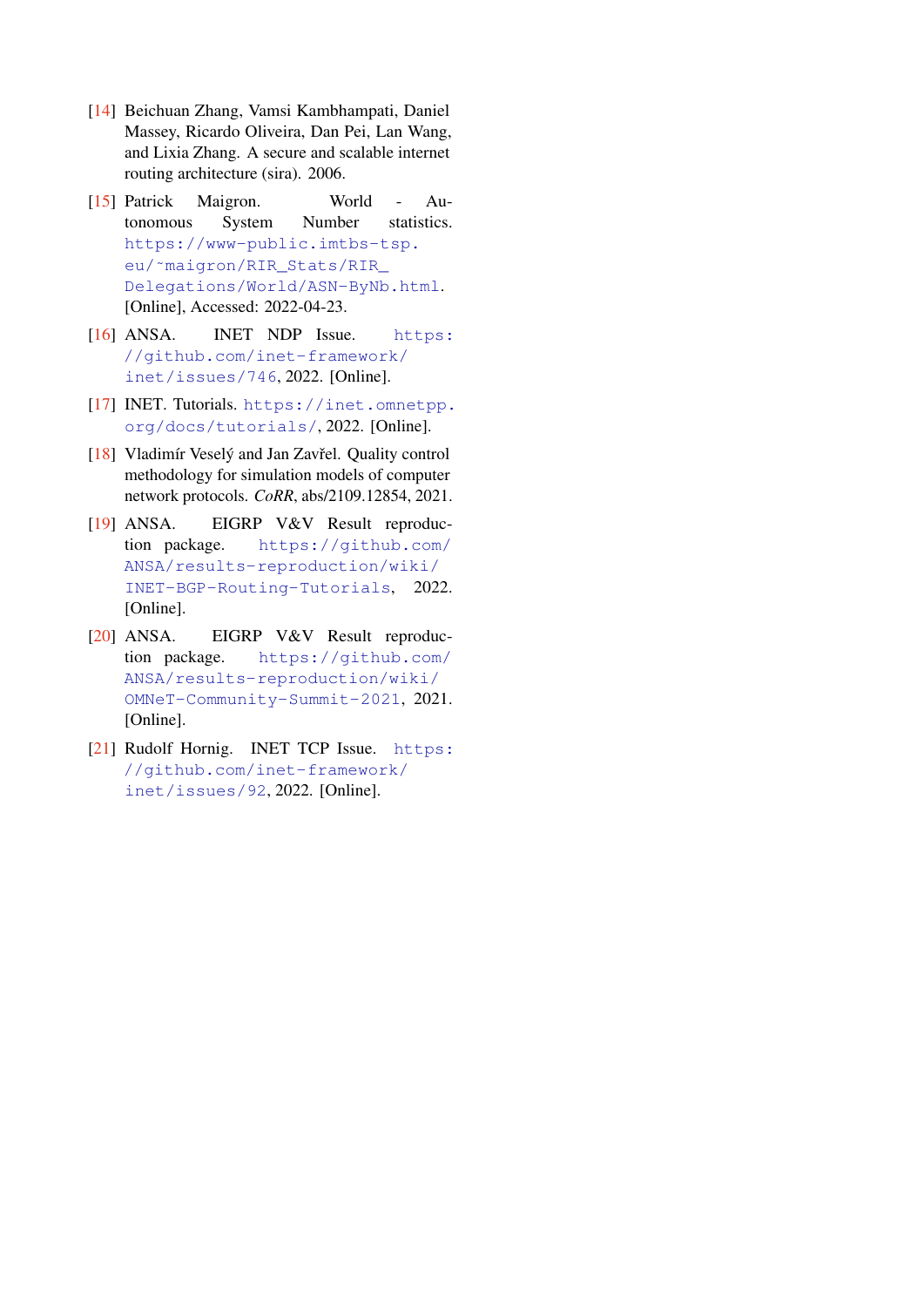[14] Beichuan Zhang, Vamsi Kambhampati, Daniel Massey, Ricardo Oliveira, Dan Pei, Lan Wang, and Lixia Zhang. A secure and scalable internet routing architecture (sira). 2006.

[15] Patrick Maigron. World - Autonomous System Number statistics. https://www-public.imtbs-tsp.eu/~maigron/RIR_Stats/RIR_Delegations/World/ASN-ByNb.html. [Online], Accessed: 2022-04-23.

[16] ANSA. INET NDP Issue. https://github.com/inet-framework/inet/issues/746, 2022. [Online].

[17] INET. Tutorials. https://inet.omnetpp.org/docs/tutorials/, 2022. [Online].

[18] Vladimír Veselý and Jan Zavřel. Quality control methodology for simulation models of computer network protocols. *CoRR*, abs/2109.12854, 2021.

[19] ANSA. EIGRP V&V Result reproduction package. https://github.com/ANSA/results-reproduction/wiki/INET-BGP-Routing-Tutorials, 2022. [Online].

[20] ANSA. EIGRP V&V Result reproduction package. https://github.com/ANSA/results-reproduction/wiki/OMNeT-Community-Summit-2021, 2021. [Online].

[21] Rudolf Hornig. INET TCP Issue. https://github.com/inet-framework/inet/issues/92, 2022. [Online].